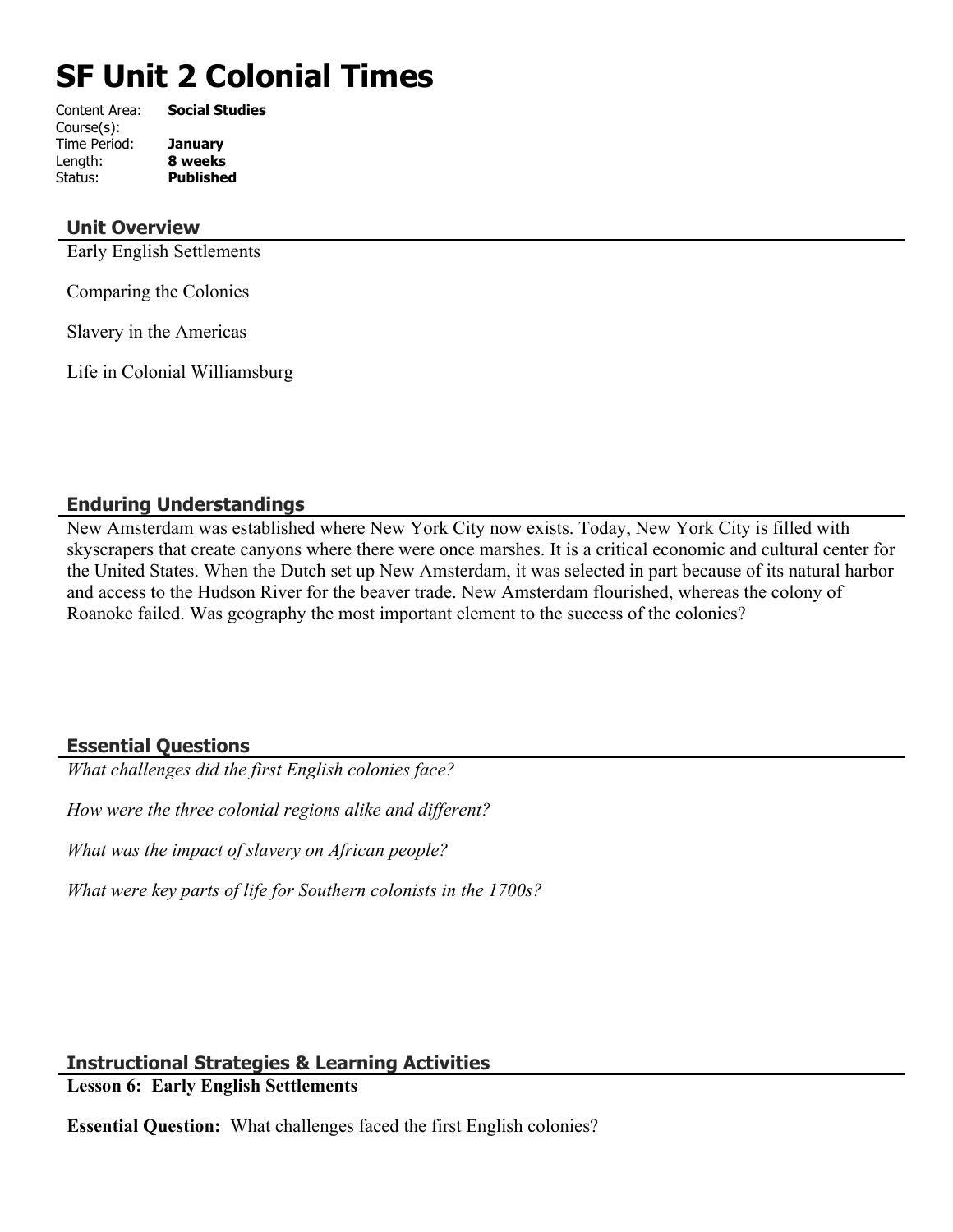# SF Unit 2 Colonial Times

Content Area: **Social Studies**
Course(s):
Time Period: **January**
Length: **8 weeks**
Status: **Published**

## Unit Overview

Early English Settlements

Comparing the Colonies

Slavery in the Americas

Life in Colonial Williamsburg

## Enduring Understandings

New Amsterdam was established where New York City now exists. Today, New York City is filled with skyscrapers that create canyons where there were once marshes. It is a critical economic and cultural center for the United States. When the Dutch set up New Amsterdam, it was selected in part because of its natural harbor and access to the Hudson River for the beaver trade. New Amsterdam flourished, whereas the colony of Roanoke failed. Was geography the most important element to the success of the colonies?

## Essential Questions

*What challenges did the first English colonies face?*

*How were the three colonial regions alike and different?*

*What was the impact of slavery on African people?*

*What were key parts of life for Southern colonists in the 1700s?*

## Instructional Strategies & Learning Activities

**Lesson 6: Early English Settlements**

**Essential Question:** What challenges faced the first English colonies?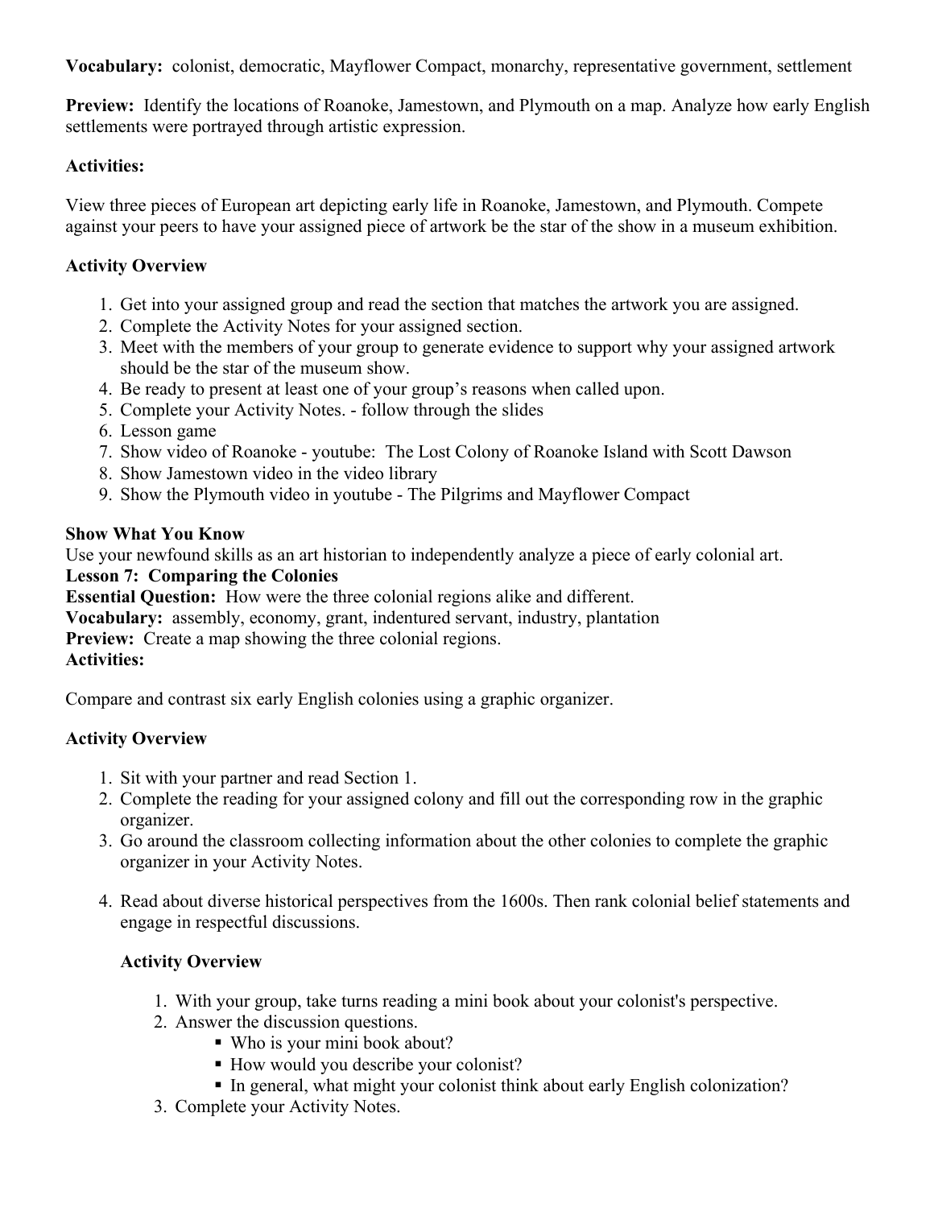**Vocabulary:** colonist, democratic, Mayflower Compact, monarchy, representative government, settlement

**Preview:** Identify the locations of Roanoke, Jamestown, and Plymouth on a map. Analyze how early English settlements were portrayed through artistic expression.

**Activities:**

View three pieces of European art depicting early life in Roanoke, Jamestown, and Plymouth. Compete against your peers to have your assigned piece of artwork be the star of the show in a museum exhibition.

**Activity Overview**

1. Get into your assigned group and read the section that matches the artwork you are assigned.
2. Complete the Activity Notes for your assigned section.
3. Meet with the members of your group to generate evidence to support why your assigned artwork should be the star of the museum show.
4. Be ready to present at least one of your group's reasons when called upon.
5. Complete your Activity Notes. - follow through the slides
6. Lesson game
7. Show video of Roanoke - youtube: The Lost Colony of Roanoke Island with Scott Dawson
8. Show Jamestown video in the video library
9. Show the Plymouth video in youtube - The Pilgrims and Mayflower Compact

**Show What You Know**
Use your newfound skills as an art historian to independently analyze a piece of early colonial art.

**Lesson 7: Comparing the Colonies**

**Essential Question:** How were the three colonial regions alike and different.

**Vocabulary:** assembly, economy, grant, indentured servant, industry, plantation

**Preview:** Create a map showing the three colonial regions.

**Activities:**

Compare and contrast six early English colonies using a graphic organizer.

**Activity Overview**

1. Sit with your partner and read Section 1.
2. Complete the reading for your assigned colony and fill out the corresponding row in the graphic organizer.
3. Go around the classroom collecting information about the other colonies to complete the graphic organizer in your Activity Notes.

4. Read about diverse historical perspectives from the 1600s. Then rank colonial belief statements and engage in respectful discussions.

   **Activity Overview**

   1. With your group, take turns reading a mini book about your colonist's perspective.
   2. Answer the discussion questions.
      - Who is your mini book about?
      - How would you describe your colonist?
      - In general, what might your colonist think about early English colonization?
   3. Complete your Activity Notes.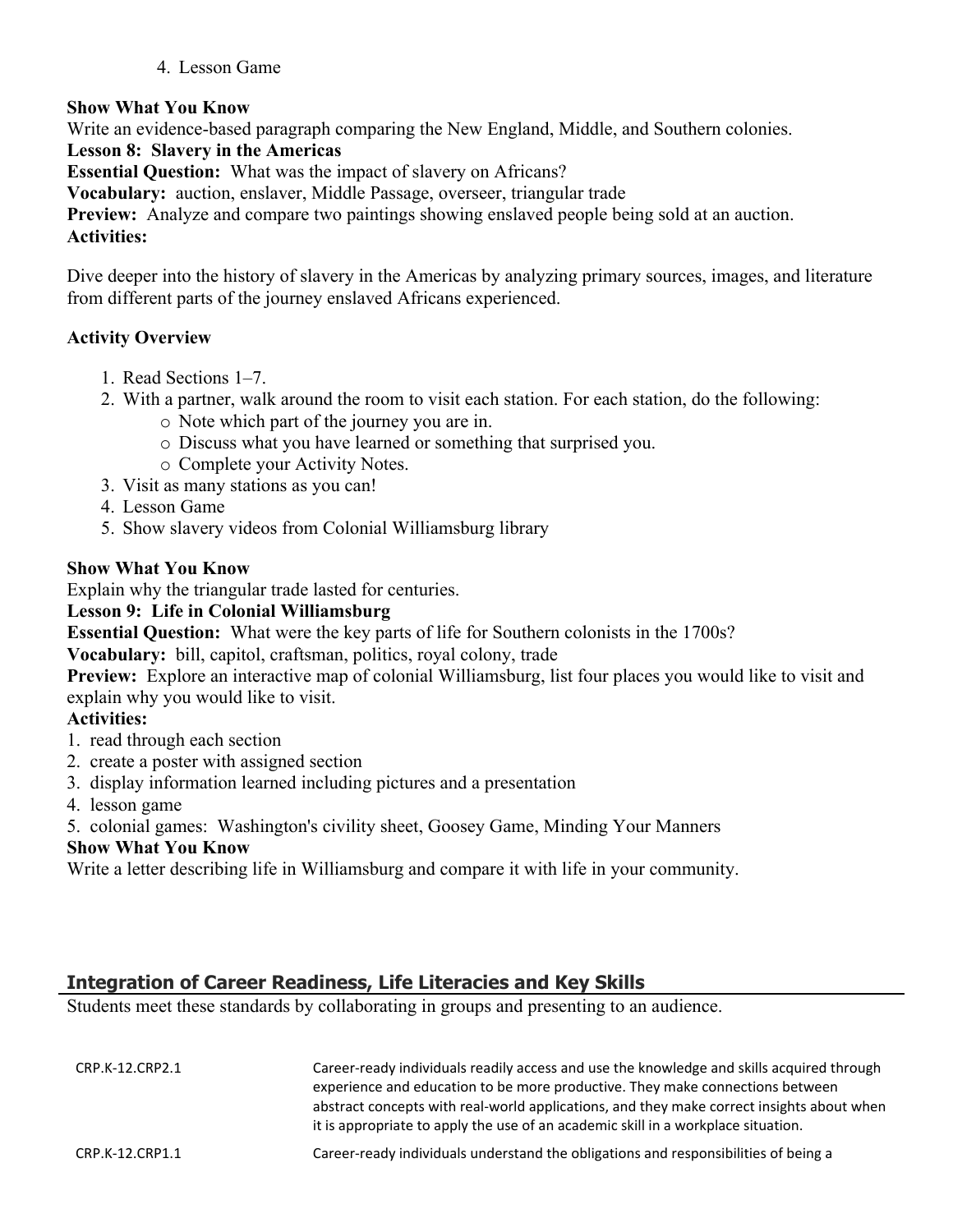4. Lesson Game

**Show What You Know**
Write an evidence-based paragraph comparing the New England, Middle, and Southern colonies.

**Lesson 8: Slavery in the Americas**
**Essential Question:** What was the impact of slavery on Africans?
**Vocabulary:** auction, enslaver, Middle Passage, overseer, triangular trade
**Preview:** Analyze and compare two paintings showing enslaved people being sold at an auction.
**Activities:**

Dive deeper into the history of slavery in the Americas by analyzing primary sources, images, and literature from different parts of the journey enslaved Africans experienced.

**Activity Overview**

1. Read Sections 1–7.
2. With a partner, walk around the room to visit each station. For each station, do the following:
   - Note which part of the journey you are in.
   - Discuss what you have learned or something that surprised you.
   - Complete your Activity Notes.
3. Visit as many stations as you can!
4. Lesson Game
5. Show slavery videos from Colonial Williamsburg library

**Show What You Know**
Explain why the triangular trade lasted for centuries.

**Lesson 9: Life in Colonial Williamsburg**
**Essential Question:** What were the key parts of life for Southern colonists in the 1700s?
**Vocabulary:** bill, capitol, craftsman, politics, royal colony, trade
**Preview:** Explore an interactive map of colonial Williamsburg, list four places you would like to visit and explain why you would like to visit.
**Activities:**
1. read through each section
2. create a poster with assigned section
3. display information learned including pictures and a presentation
4. lesson game
5. colonial games: Washington's civility sheet, Goosey Game, Minding Your Manners

**Show What You Know**
Write a letter describing life in Williamsburg and compare it with life in your community.

## Integration of Career Readiness, Life Literacies and Key Skills

Students meet these standards by collaborating in groups and presenting to an audience.

| | |
|---|---|
| CRP.K-12.CRP2.1 | Career-ready individuals readily access and use the knowledge and skills acquired through experience and education to be more productive. They make connections between abstract concepts with real-world applications, and they make correct insights about when it is appropriate to apply the use of an academic skill in a workplace situation. |
| CRP.K-12.CRP1.1 | Career-ready individuals understand the obligations and responsibilities of being a |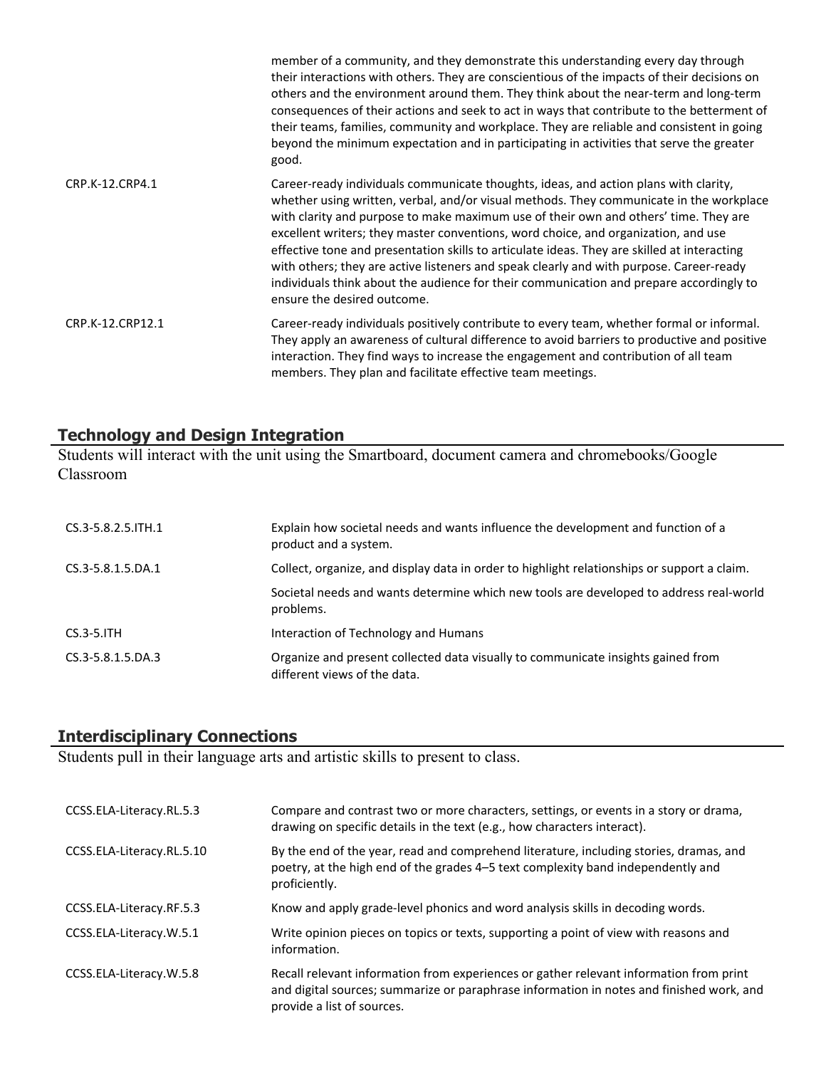| | |
|---|---|
| | member of a community, and they demonstrate this understanding every day through their interactions with others. They are conscientious of the impacts of their decisions on others and the environment around them. They think about the near-term and long-term consequences of their actions and seek to act in ways that contribute to the betterment of their teams, families, community and workplace. They are reliable and consistent in going beyond the minimum expectation and in participating in activities that serve the greater good. |
| CRP.K-12.CRP4.1 | Career-ready individuals communicate thoughts, ideas, and action plans with clarity, whether using written, verbal, and/or visual methods. They communicate in the workplace with clarity and purpose to make maximum use of their own and others' time. They are excellent writers; they master conventions, word choice, and organization, and use effective tone and presentation skills to articulate ideas. They are skilled at interacting with others; they are active listeners and speak clearly and with purpose. Career-ready individuals think about the audience for their communication and prepare accordingly to ensure the desired outcome. |
| CRP.K-12.CRP12.1 | Career-ready individuals positively contribute to every team, whether formal or informal. They apply an awareness of cultural difference to avoid barriers to productive and positive interaction. They find ways to increase the engagement and contribution of all team members. They plan and facilitate effective team meetings. |

## Technology and Design Integration

Students will interact with the unit using the Smartboard, document camera and chromebooks/Google Classroom

| | |
|---|---|
| CS.3-5.8.2.5.ITH.1 | Explain how societal needs and wants influence the development and function of a product and a system. |
| CS.3-5.8.1.5.DA.1 | Collect, organize, and display data in order to highlight relationships or support a claim. |
| | Societal needs and wants determine which new tools are developed to address real-world problems. |
| CS.3-5.ITH | Interaction of Technology and Humans |
| CS.3-5.8.1.5.DA.3 | Organize and present collected data visually to communicate insights gained from different views of the data. |

## Interdisciplinary Connections

Students pull in their language arts and artistic skills to present to class.

| | |
|---|---|
| CCSS.ELA-Literacy.RL.5.3 | Compare and contrast two or more characters, settings, or events in a story or drama, drawing on specific details in the text (e.g., how characters interact). |
| CCSS.ELA-Literacy.RL.5.10 | By the end of the year, read and comprehend literature, including stories, dramas, and poetry, at the high end of the grades 4–5 text complexity band independently and proficiently. |
| CCSS.ELA-Literacy.RF.5.3 | Know and apply grade-level phonics and word analysis skills in decoding words. |
| CCSS.ELA-Literacy.W.5.1 | Write opinion pieces on topics or texts, supporting a point of view with reasons and information. |
| CCSS.ELA-Literacy.W.5.8 | Recall relevant information from experiences or gather relevant information from print and digital sources; summarize or paraphrase information in notes and finished work, and provide a list of sources. |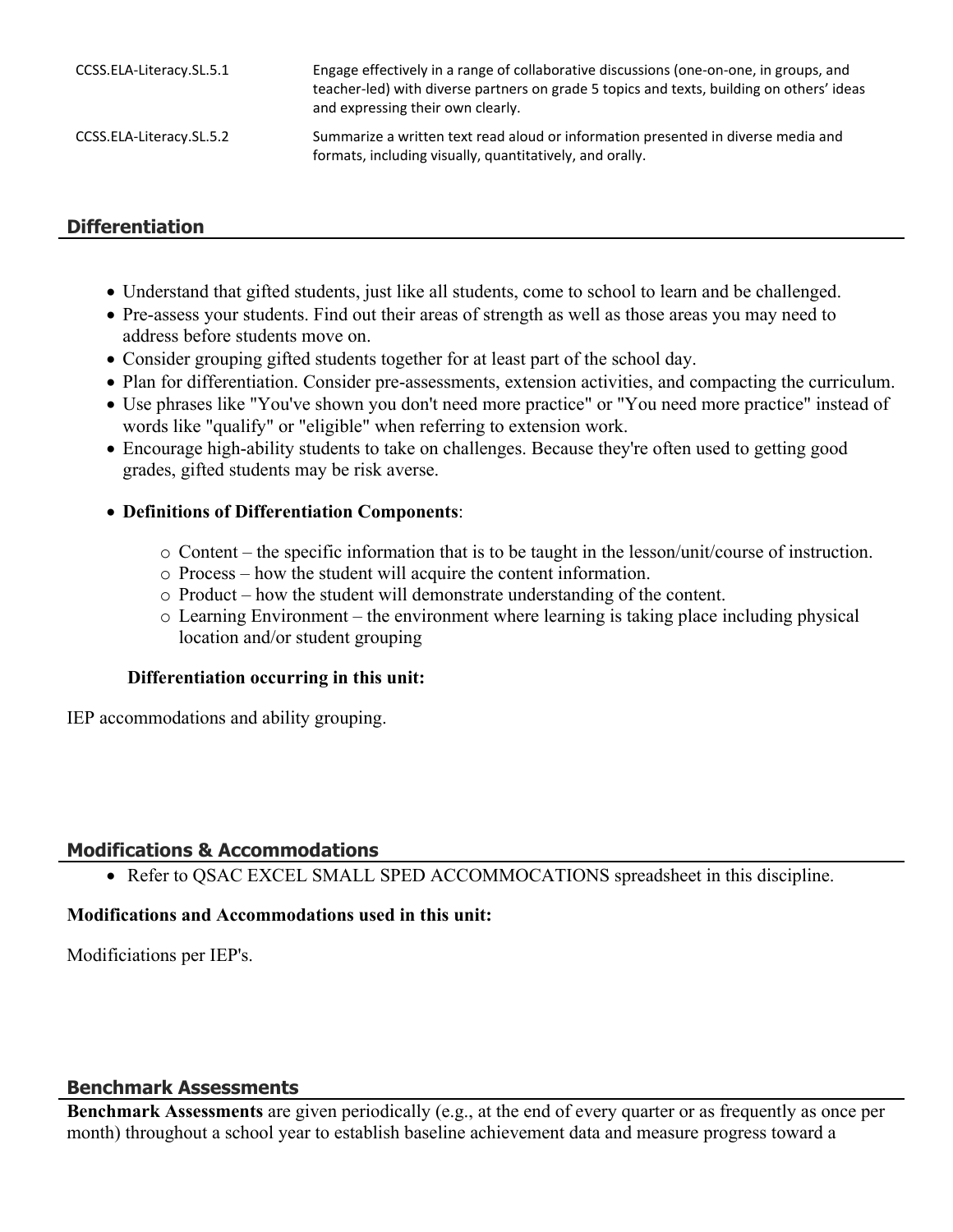| | |
|---|---|
| CCSS.ELA-Literacy.SL.5.1 | Engage effectively in a range of collaborative discussions (one-on-one, in groups, and teacher-led) with diverse partners on grade 5 topics and texts, building on others' ideas and expressing their own clearly. |
| CCSS.ELA-Literacy.SL.5.2 | Summarize a written text read aloud or information presented in diverse media and formats, including visually, quantitatively, and orally. |

## Differentiation

- Understand that gifted students, just like all students, come to school to learn and be challenged.
- Pre-assess your students. Find out their areas of strength as well as those areas you may need to address before students move on.
- Consider grouping gifted students together for at least part of the school day.
- Plan for differentiation. Consider pre-assessments, extension activities, and compacting the curriculum.
- Use phrases like "You've shown you don't need more practice" or "You need more practice" instead of words like "qualify" or "eligible" when referring to extension work.
- Encourage high-ability students to take on challenges. Because they're often used to getting good grades, gifted students may be risk averse.
- **Definitions of Differentiation Components**:
    - Content – the specific information that is to be taught in the lesson/unit/course of instruction.
    - Process – how the student will acquire the content information.
    - Product – how the student will demonstrate understanding of the content.
    - Learning Environment – the environment where learning is taking place including physical location and/or student grouping

**Differentiation occurring in this unit:**

IEP accommodations and ability grouping.

## Modifications & Accommodations

- Refer to QSAC EXCEL SMALL SPED ACCOMMOCATIONS spreadsheet in this discipline.

**Modifications and Accommodations used in this unit:**

Modificiations per IEP's.

## Benchmark Assessments

**Benchmark Assessments** are given periodically (e.g., at the end of every quarter or as frequently as once per month) throughout a school year to establish baseline achievement data and measure progress toward a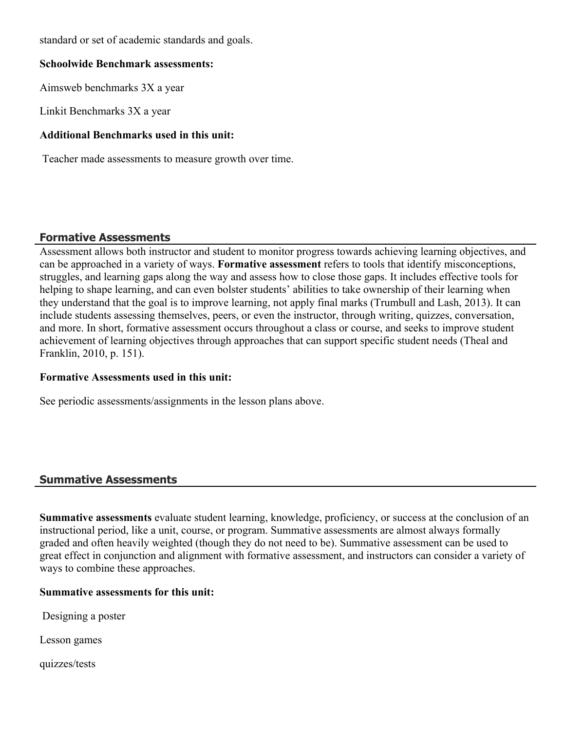standard or set of academic standards and goals.

**Schoolwide Benchmark assessments:**

Aimsweb benchmarks 3X a year

Linkit Benchmarks 3X a year

**Additional Benchmarks used in this unit:**

Teacher made assessments to measure growth over time.

## Formative Assessments

Assessment allows both instructor and student to monitor progress towards achieving learning objectives, and can be approached in a variety of ways. **Formative assessment** refers to tools that identify misconceptions, struggles, and learning gaps along the way and assess how to close those gaps. It includes effective tools for helping to shape learning, and can even bolster students' abilities to take ownership of their learning when they understand that the goal is to improve learning, not apply final marks (Trumbull and Lash, 2013). It can include students assessing themselves, peers, or even the instructor, through writing, quizzes, conversation, and more. In short, formative assessment occurs throughout a class or course, and seeks to improve student achievement of learning objectives through approaches that can support specific student needs (Theal and Franklin, 2010, p. 151).

**Formative Assessments used in this unit:**

See periodic assessments/assignments in the lesson plans above.

## Summative Assessments

**Summative assessments** evaluate student learning, knowledge, proficiency, or success at the conclusion of an instructional period, like a unit, course, or program. Summative assessments are almost always formally graded and often heavily weighted (though they do not need to be). Summative assessment can be used to great effect in conjunction and alignment with formative assessment, and instructors can consider a variety of ways to combine these approaches.

**Summative assessments for this unit:**

Designing a poster

Lesson games

quizzes/tests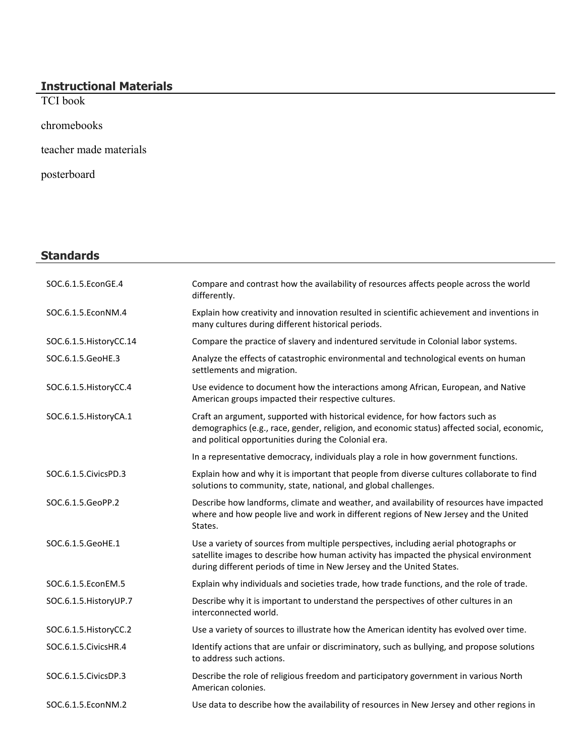## Instructional Materials

TCI book

chromebooks

teacher made materials

posterboard

## Standards

| | |
|---|---|
| SOC.6.1.5.EconGE.4 | Compare and contrast how the availability of resources affects people across the world differently. |
| SOC.6.1.5.EconNM.4 | Explain how creativity and innovation resulted in scientific achievement and inventions in many cultures during different historical periods. |
| SOC.6.1.5.HistoryCC.14 | Compare the practice of slavery and indentured servitude in Colonial labor systems. |
| SOC.6.1.5.GeoHE.3 | Analyze the effects of catastrophic environmental and technological events on human settlements and migration. |
| SOC.6.1.5.HistoryCC.4 | Use evidence to document how the interactions among African, European, and Native American groups impacted their respective cultures. |
| SOC.6.1.5.HistoryCA.1 | Craft an argument, supported with historical evidence, for how factors such as demographics (e.g., race, gender, religion, and economic status) affected social, economic, and political opportunities during the Colonial era. |
| | In a representative democracy, individuals play a role in how government functions. |
| SOC.6.1.5.CivicsPD.3 | Explain how and why it is important that people from diverse cultures collaborate to find solutions to community, state, national, and global challenges. |
| SOC.6.1.5.GeoPP.2 | Describe how landforms, climate and weather, and availability of resources have impacted where and how people live and work in different regions of New Jersey and the United States. |
| SOC.6.1.5.GeoHE.1 | Use a variety of sources from multiple perspectives, including aerial photographs or satellite images to describe how human activity has impacted the physical environment during different periods of time in New Jersey and the United States. |
| SOC.6.1.5.EconEM.5 | Explain why individuals and societies trade, how trade functions, and the role of trade. |
| SOC.6.1.5.HistoryUP.7 | Describe why it is important to understand the perspectives of other cultures in an interconnected world. |
| SOC.6.1.5.HistoryCC.2 | Use a variety of sources to illustrate how the American identity has evolved over time. |
| SOC.6.1.5.CivicsHR.4 | Identify actions that are unfair or discriminatory, such as bullying, and propose solutions to address such actions. |
| SOC.6.1.5.CivicsDP.3 | Describe the role of religious freedom and participatory government in various North American colonies. |
| SOC.6.1.5.EconNM.2 | Use data to describe how the availability of resources in New Jersey and other regions in |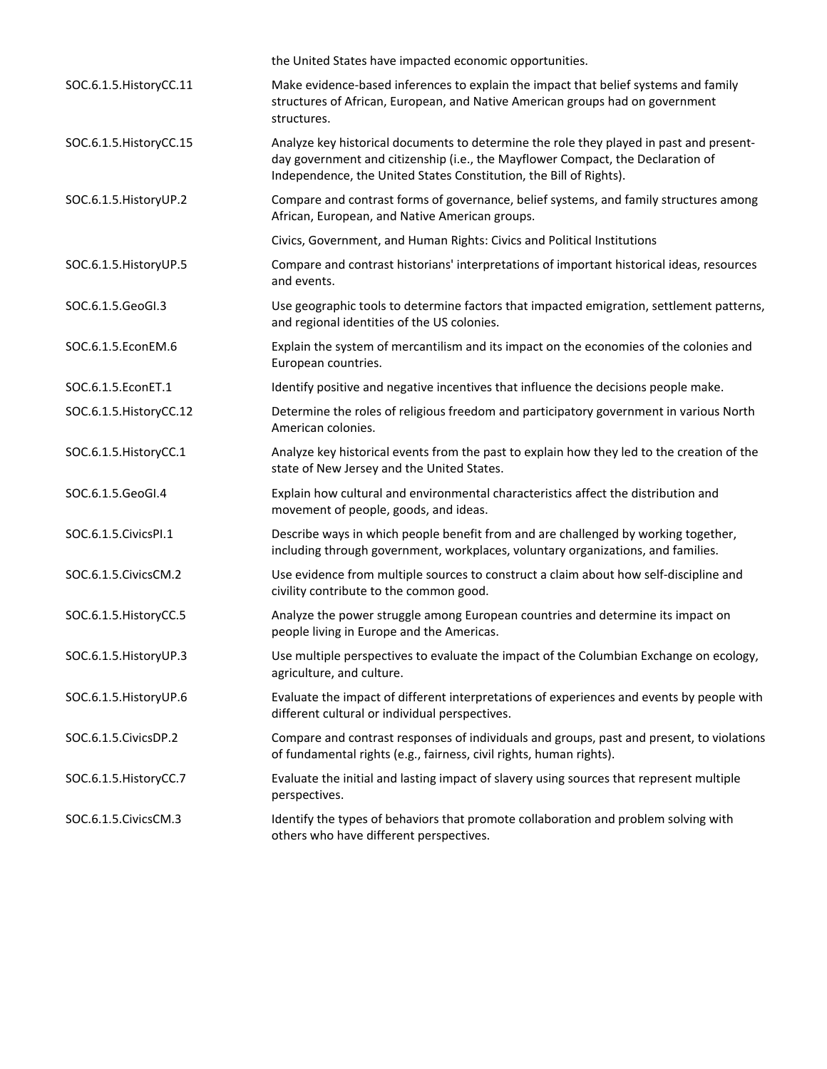| | |
|---|---|
| | the United States have impacted economic opportunities. |
| SOC.6.1.5.HistoryCC.11 | Make evidence-based inferences to explain the impact that belief systems and family structures of African, European, and Native American groups had on government structures. |
| SOC.6.1.5.HistoryCC.15 | Analyze key historical documents to determine the role they played in past and present-day government and citizenship (i.e., the Mayflower Compact, the Declaration of Independence, the United States Constitution, the Bill of Rights). |
| SOC.6.1.5.HistoryUP.2 | Compare and contrast forms of governance, belief systems, and family structures among African, European, and Native American groups. |
| | Civics, Government, and Human Rights: Civics and Political Institutions |
| SOC.6.1.5.HistoryUP.5 | Compare and contrast historians' interpretations of important historical ideas, resources and events. |
| SOC.6.1.5.GeoGI.3 | Use geographic tools to determine factors that impacted emigration, settlement patterns, and regional identities of the US colonies. |
| SOC.6.1.5.EconEM.6 | Explain the system of mercantilism and its impact on the economies of the colonies and European countries. |
| SOC.6.1.5.EconET.1 | Identify positive and negative incentives that influence the decisions people make. |
| SOC.6.1.5.HistoryCC.12 | Determine the roles of religious freedom and participatory government in various North American colonies. |
| SOC.6.1.5.HistoryCC.1 | Analyze key historical events from the past to explain how they led to the creation of the state of New Jersey and the United States. |
| SOC.6.1.5.GeoGI.4 | Explain how cultural and environmental characteristics affect the distribution and movement of people, goods, and ideas. |
| SOC.6.1.5.CivicsPI.1 | Describe ways in which people benefit from and are challenged by working together, including through government, workplaces, voluntary organizations, and families. |
| SOC.6.1.5.CivicsCM.2 | Use evidence from multiple sources to construct a claim about how self-discipline and civility contribute to the common good. |
| SOC.6.1.5.HistoryCC.5 | Analyze the power struggle among European countries and determine its impact on people living in Europe and the Americas. |
| SOC.6.1.5.HistoryUP.3 | Use multiple perspectives to evaluate the impact of the Columbian Exchange on ecology, agriculture, and culture. |
| SOC.6.1.5.HistoryUP.6 | Evaluate the impact of different interpretations of experiences and events by people with different cultural or individual perspectives. |
| SOC.6.1.5.CivicsDP.2 | Compare and contrast responses of individuals and groups, past and present, to violations of fundamental rights (e.g., fairness, civil rights, human rights). |
| SOC.6.1.5.HistoryCC.7 | Evaluate the initial and lasting impact of slavery using sources that represent multiple perspectives. |
| SOC.6.1.5.CivicsCM.3 | Identify the types of behaviors that promote collaboration and problem solving with others who have different perspectives. |